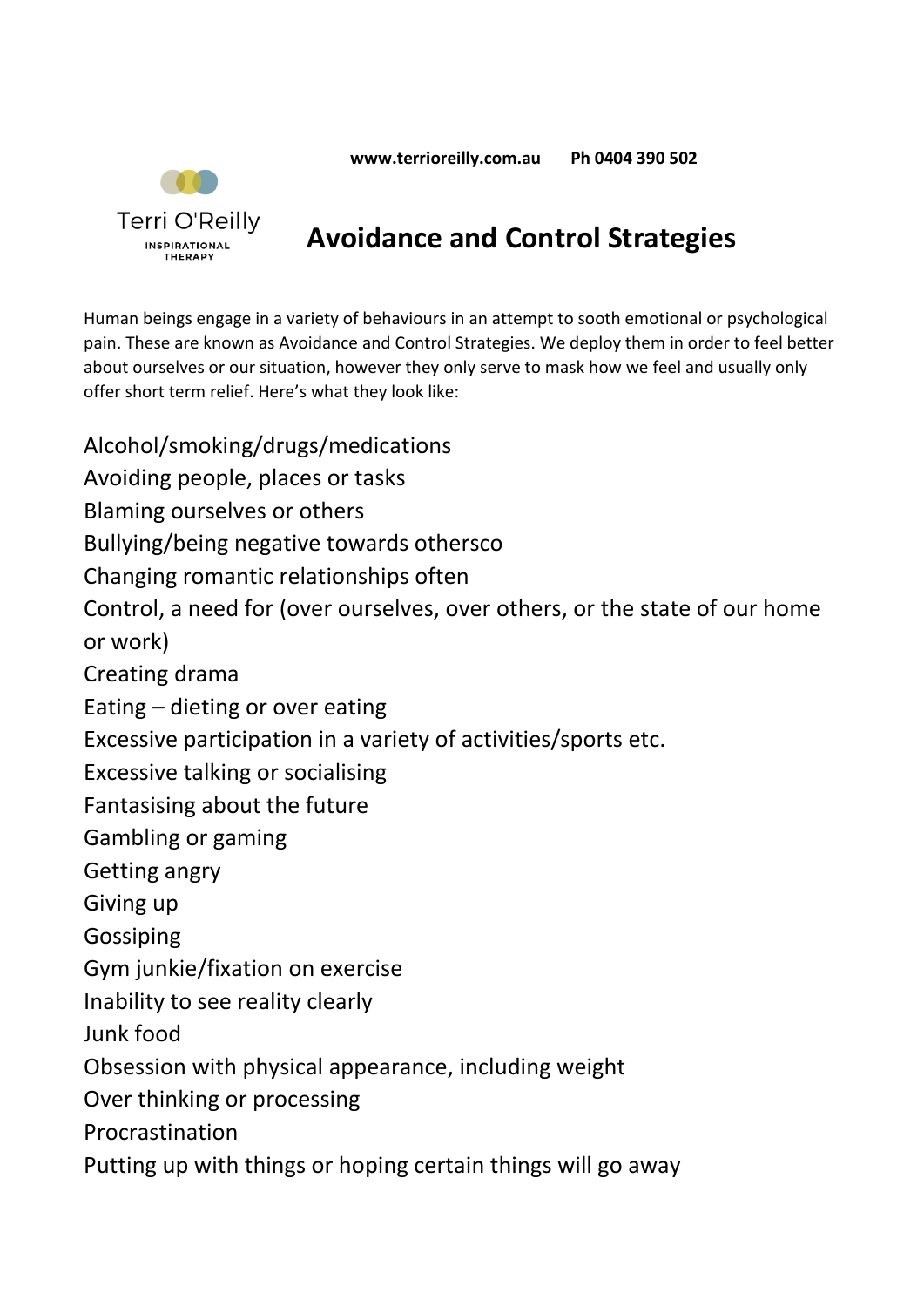www.terrioreilly.com.au Ph 0404 390 502

Terri O'Reilly
INSPIRATIONAL THERAPY

# Avoidance and Control Strategies

Human beings engage in a variety of behaviours in an attempt to sooth emotional or psychological pain. These are known as Avoidance and Control Strategies. We deploy them in order to feel better about ourselves or our situation, however they only serve to mask how we feel and usually only offer short term relief. Here's what they look like:

Alcohol/smoking/drugs/medications
Avoiding people, places or tasks
Blaming ourselves or others
Bullying/being negative towards othersco
Changing romantic relationships often
Control, a need for (over ourselves, over others, or the state of our home or work)
Creating drama
Eating – dieting or over eating
Excessive participation in a variety of activities/sports etc.
Excessive talking or socialising
Fantasising about the future
Gambling or gaming
Getting angry
Giving up
Gossiping
Gym junkie/fixation on exercise
Inability to see reality clearly
Junk food
Obsession with physical appearance, including weight
Over thinking or processing
Procrastination
Putting up with things or hoping certain things will go away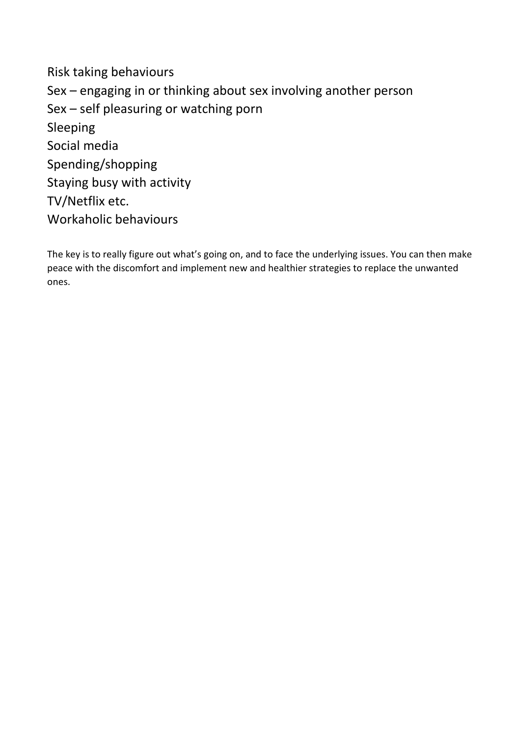Risk taking behaviours

Sex – engaging in or thinking about sex involving another person

Sex – self pleasuring or watching porn

Sleeping

Social media

Spending/shopping

Staying busy with activity

TV/Netflix etc.

Workaholic behaviours

The key is to really figure out what's going on, and to face the underlying issues. You can then make peace with the discomfort and implement new and healthier strategies to replace the unwanted ones.